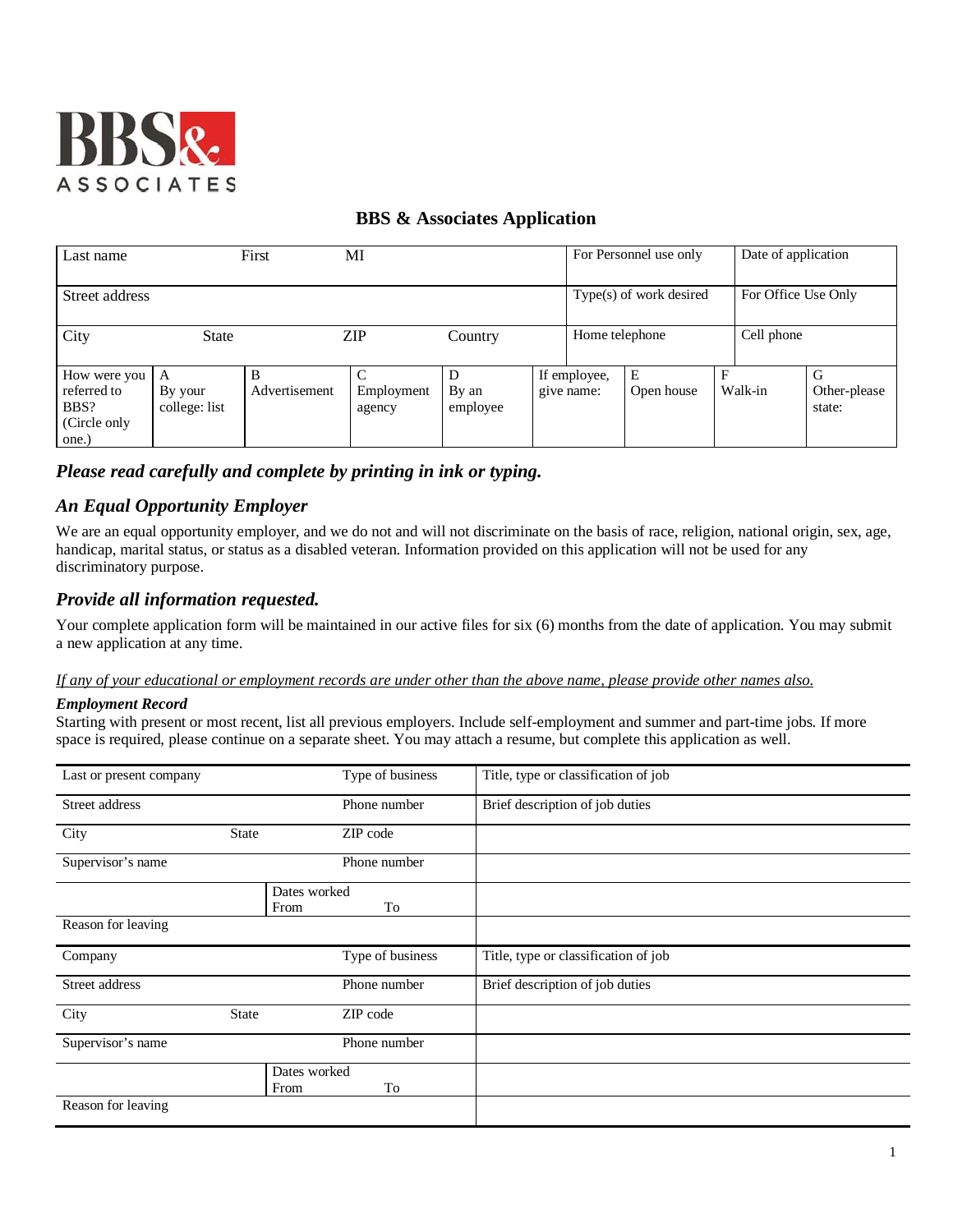BBS& ASSOCIATES

## BBS & Associates Application

| Last name | First | MI | | For Personnel use only | Date of application |
|---|---|---|---|---|---|
| Street address | | | | Type(s) of work desired | For Office Use Only |
| City | State | ZIP | Country | Home telephone | Cell phone |

| How were you referred to BBS? (Circle only one.) | A By your college: list | B Advertisement | C Employment agency | D By an employee | If employee, give name: | E Open house | F Walk-in | G Other-please state: |
|---|---|---|---|---|---|---|---|---|

### *Please read carefully and complete by printing in ink or typing.*

### *An Equal Opportunity Employer*

We are an equal opportunity employer, and we do not and will not discriminate on the basis of race, religion, national origin, sex, age, handicap, marital status, or status as a disabled veteran. Information provided on this application will not be used for any discriminatory purpose.

### *Provide all information requested.*

Your complete application form will be maintained in our active files for six (6) months from the date of application. You may submit a new application at any time.

*If any of your educational or employment records are under other than the above name, please provide other names also.*

***Employment Record***
Starting with present or most recent, list all previous employers. Include self-employment and summer and part-time jobs. If more space is required, please continue on a separate sheet. You may attach a resume, but complete this application as well.

| Last or present company | | Type of business | Title, type or classification of job |
|---|---|---|---|
| Street address | | Phone number | Brief description of job duties |
| City | State | ZIP code | |
| Supervisor's name | | Phone number | |
| | Dates worked From | To | |
| Reason for leaving | | | |

| Company | | Type of business | Title, type or classification of job |
|---|---|---|---|
| Street address | | Phone number | Brief description of job duties |
| City | State | ZIP code | |
| Supervisor's name | | Phone number | |
| | Dates worked From | To | |
| Reason for leaving | | | |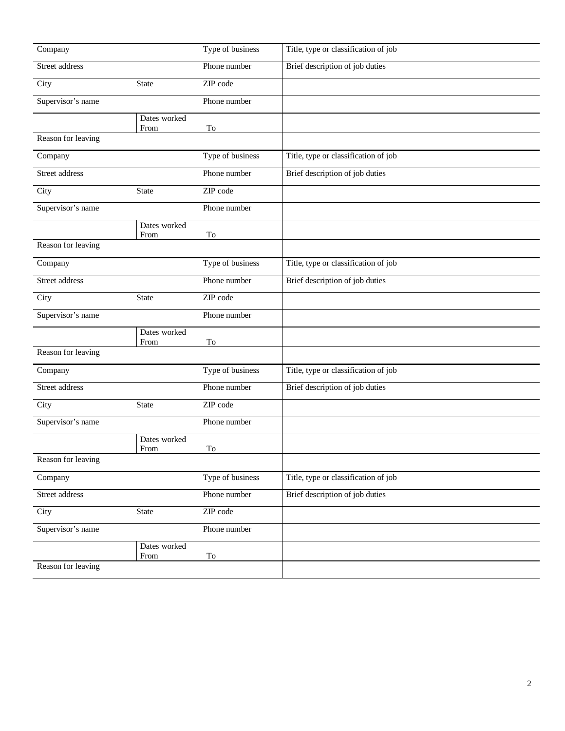| Company | | Type of business | Title, type or classification of job |
|---|---|---|---|
| Street address | | Phone number | Brief description of job duties |
| City | State | ZIP code | |
| Supervisor's name | | Phone number | |
| | Dates worked From | To | |
| Reason for leaving | | | |

| Company | | Type of business | Title, type or classification of job |
|---|---|---|---|
| Street address | | Phone number | Brief description of job duties |
| City | State | ZIP code | |
| Supervisor's name | | Phone number | |
| | Dates worked From | To | |
| Reason for leaving | | | |

| Company | | Type of business | Title, type or classification of job |
|---|---|---|---|
| Street address | | Phone number | Brief description of job duties |
| City | State | ZIP code | |
| Supervisor's name | | Phone number | |
| | Dates worked From | To | |
| Reason for leaving | | | |

| Company | | Type of business | Title, type or classification of job |
|---|---|---|---|
| Street address | | Phone number | Brief description of job duties |
| City | State | ZIP code | |
| Supervisor's name | | Phone number | |
| | Dates worked From | To | |
| Reason for leaving | | | |

| Company | | Type of business | Title, type or classification of job |
|---|---|---|---|
| Street address | | Phone number | Brief description of job duties |
| City | State | ZIP code | |
| Supervisor's name | | Phone number | |
| | Dates worked From | To | |
| Reason for leaving | | | |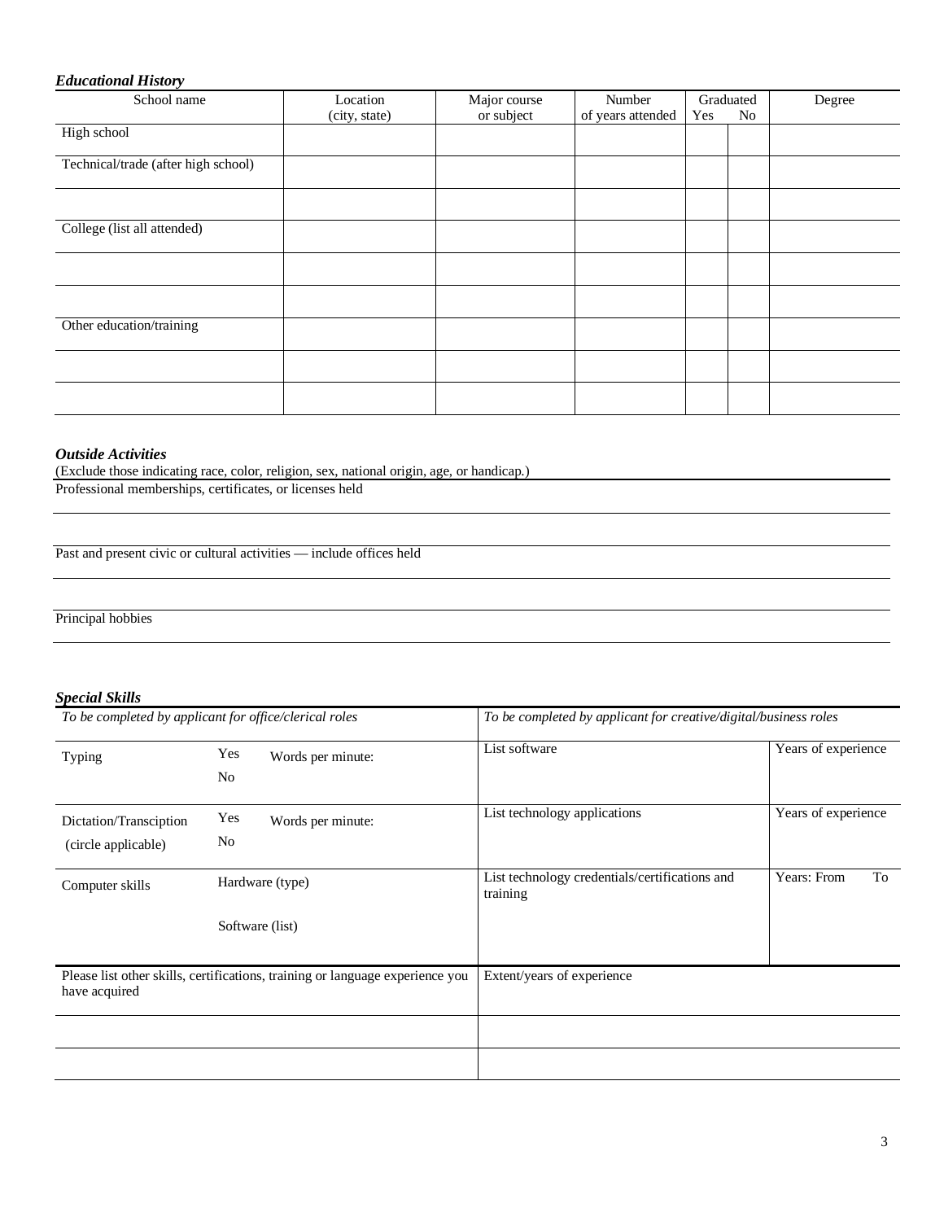***Educational History***

| School name | Location (city, state) | Major course or subject | Number of years attended | Graduated Yes | No | Degree |
|---|---|---|---|---|---|---|
| High school | | | | | | |
| Technical/trade (after high school) | | | | | | |
| | | | | | | |
| College (list all attended) | | | | | | |
| | | | | | | |
| | | | | | | |
| Other education/training | | | | | | |
| | | | | | | |
| | | | | | | |

***Outside Activities***

(Exclude those indicating race, color, religion, sex, national origin, age, or handicap.)

Professional memberships, certificates, or licenses held

Past and present civic or cultural activities — include offices held

Principal hobbies

***Special Skills***

| *To be completed by applicant for office/clerical roles* | | *To be completed by applicant for creative/digital/business roles* | |
|---|---|---|---|
| Typing | Yes Words per minute:<br>No | List software | Years of experience |
| Dictation/Transciption (circle applicable) | Yes Words per minute:<br>No | List technology applications | Years of experience |
| Computer skills | Hardware (type)<br><br>Software (list) | List technology credentials/certifications and training | Years: From To |

| Please list other skills, certifications, training or language experience you have acquired | Extent/years of experience |
|---|---|
| | |
| | |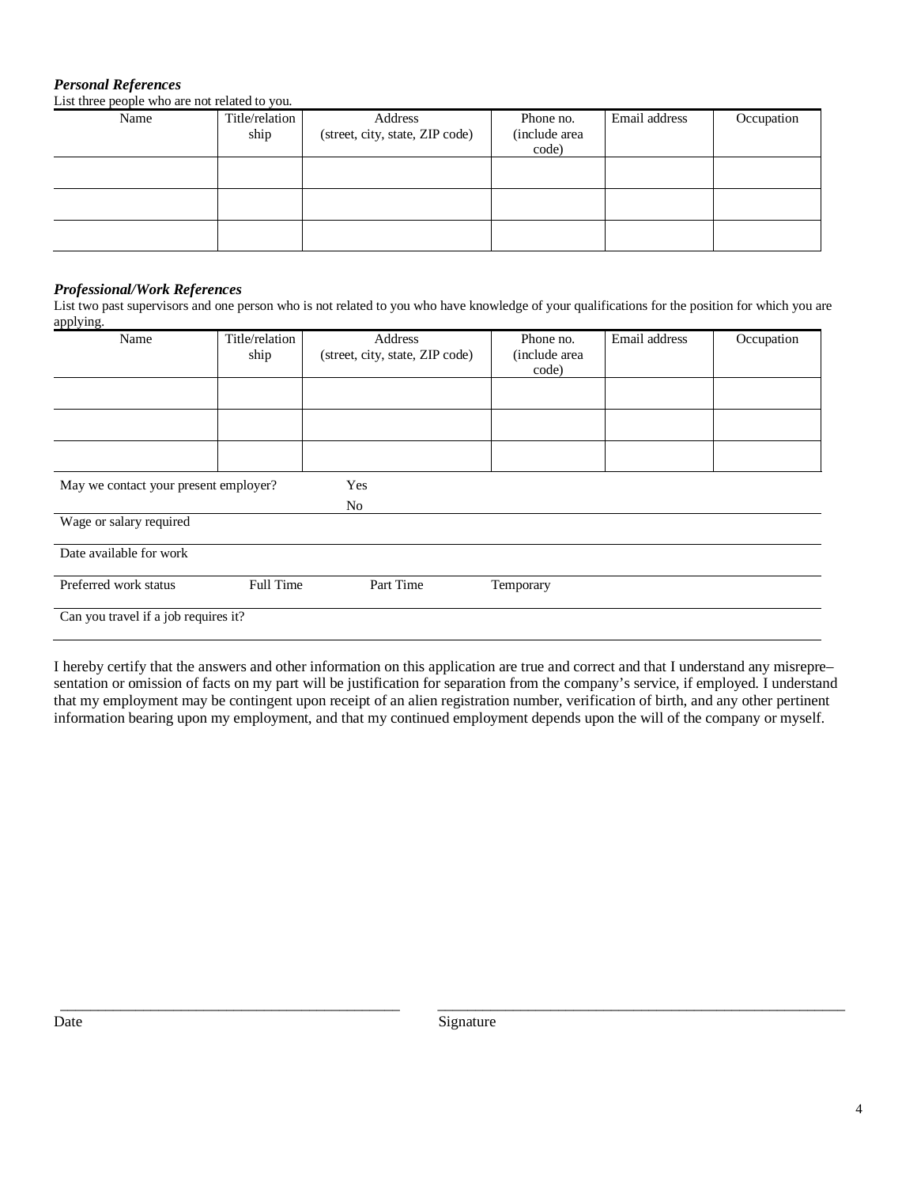***Personal References***

List three people who are not related to you.

| Name | Title/relationship | Address (street, city, state, ZIP code) | Phone no. (include area code) | Email address | Occupation |
|---|---|---|---|---|---|
| | | | | | |
| | | | | | |
| | | | | | |

***Professional/Work References***

List two past supervisors and one person who is not related to you who have knowledge of your qualifications for the position for which you are applying.

| Name | Title/relationship | Address (street, city, state, ZIP code) | Phone no. (include area code) | Email address | Occupation |
|---|---|---|---|---|---|
| | | | | | |
| | | | | | |
| | | | | | |

| | | | |
|---|---|---|---|
| May we contact your present employer? | | Yes<br>No | |
| Wage or salary required | | | |
| Date available for work | | | |
| Preferred work status | Full Time | Part Time | Temporary |
| Can you travel if a job requires it? | | | |

I hereby certify that the answers and other information on this application are true and correct and that I understand any misrepre– sentation or omission of facts on my part will be justification for separation from the company's service, if employed. I understand that my employment may be contingent upon receipt of an alien registration number, verification of birth, and any other pertinent information bearing upon my employment, and that my continued employment depends upon the will of the company or myself.

\_\_\_\_\_\_\_\_\_\_\_\_\_\_\_\_\_\_\_\_\_\_\_\_\_\_\_\_\_\_\_\_\_\_\_\_\_\_\_\_ \_\_\_\_\_\_\_\_\_\_\_\_\_\_\_\_\_\_\_\_\_\_\_\_\_\_\_\_\_\_\_\_\_\_\_\_\_\_\_\_\_\_\_\_\_\_\_\_

Date Signature